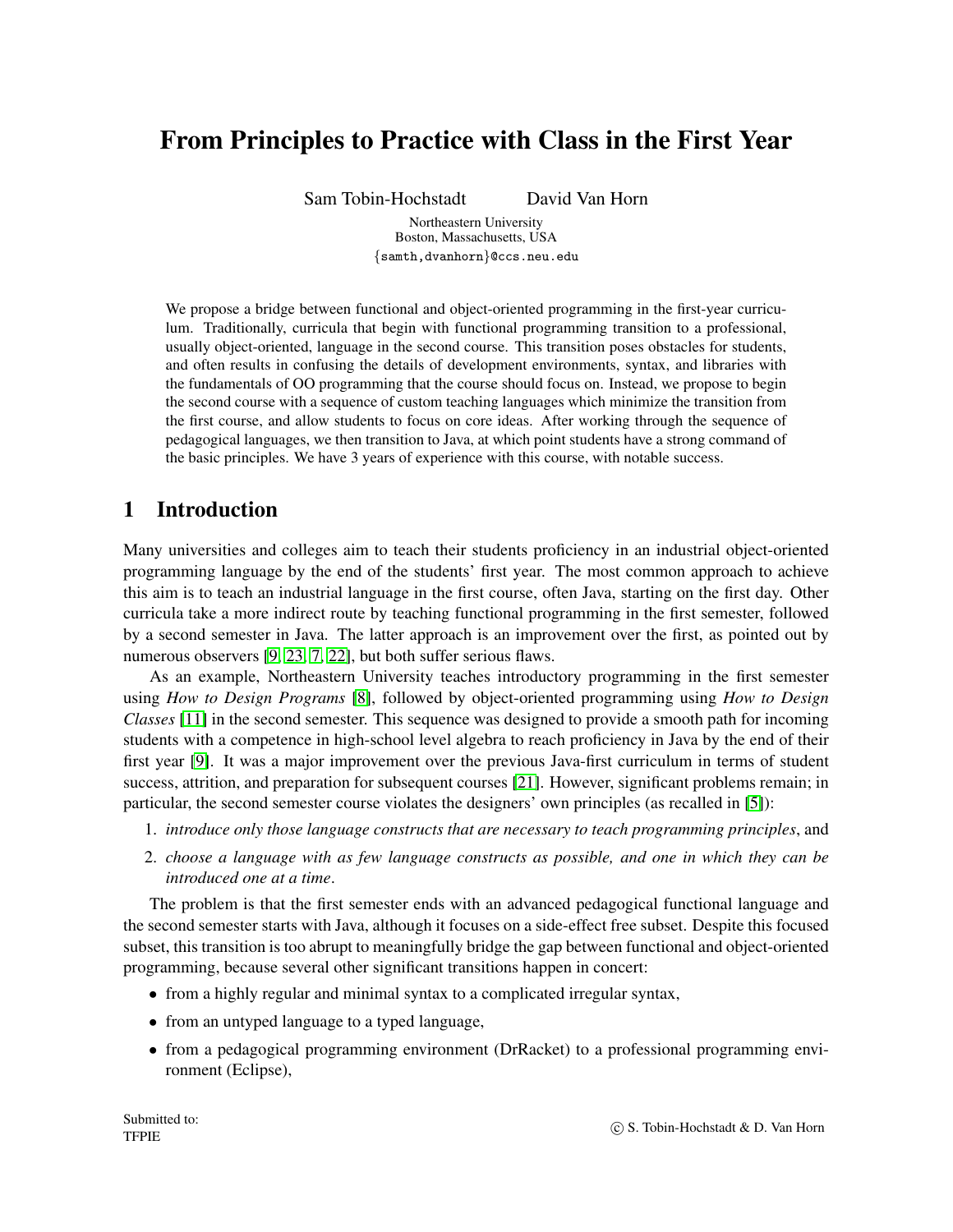# From Principles to Practice with Class in the First Year

Sam Tobin-Hochstadt  David Van Horn

Northeastern University
Boston, Massachusetts, USA
{samth,dvanhorn}@ccs.neu.edu

We propose a bridge between functional and object-oriented programming in the first-year curriculum. Traditionally, curricula that begin with functional programming transition to a professional, usually object-oriented, language in the second course. This transition poses obstacles for students, and often results in confusing the details of development environments, syntax, and libraries with the fundamentals of OO programming that the course should focus on. Instead, we propose to begin the second course with a sequence of custom teaching languages which minimize the transition from the first course, and allow students to focus on core ideas. After working through the sequence of pedagogical languages, we then transition to Java, at which point students have a strong command of the basic principles. We have 3 years of experience with this course, with notable success.

## 1 Introduction

Many universities and colleges aim to teach their students proficiency in an industrial object-oriented programming language by the end of the students' first year. The most common approach to achieve this aim is to teach an industrial language in the first course, often Java, starting on the first day. Other curricula take a more indirect route by teaching functional programming in the first semester, followed by a second semester in Java. The latter approach is an improvement over the first, as pointed out by numerous observers [9, 23, 7, 22], but both suffer serious flaws.

As an example, Northeastern University teaches introductory programming in the first semester using *How to Design Programs* [8], followed by object-oriented programming using *How to Design Classes* [11] in the second semester. This sequence was designed to provide a smooth path for incoming students with a competence in high-school level algebra to reach proficiency in Java by the end of their first year [9]. It was a major improvement over the previous Java-first curriculum in terms of student success, attrition, and preparation for subsequent courses [21]. However, significant problems remain; in particular, the second semester course violates the designers' own principles (as recalled in [5]):

1. *introduce only those language constructs that are necessary to teach programming principles*, and
2. *choose a language with as few language constructs as possible, and one in which they can be introduced one at a time*.

The problem is that the first semester ends with an advanced pedagogical functional language and the second semester starts with Java, although it focuses on a side-effect free subset. Despite this focused subset, this transition is too abrupt to meaningfully bridge the gap between functional and object-oriented programming, because several other significant transitions happen in concert:

- from a highly regular and minimal syntax to a complicated irregular syntax,
- from an untyped language to a typed language,
- from a pedagogical programming environment (DrRacket) to a professional programming environment (Eclipse),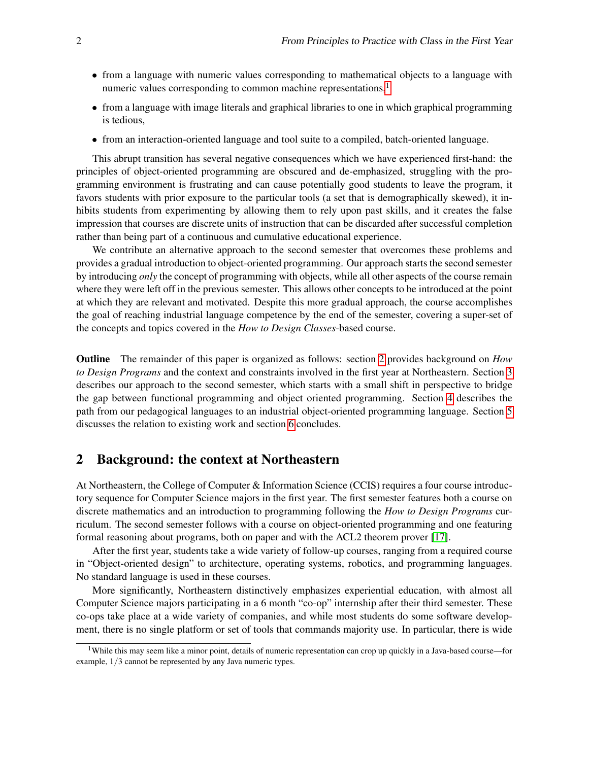- from a language with numeric values corresponding to mathematical objects to a language with numeric values corresponding to common machine representations,[1]
- from a language with image literals and graphical libraries to one in which graphical programming is tedious,
- from an interaction-oriented language and tool suite to a compiled, batch-oriented language.

This abrupt transition has several negative consequences which we have experienced first-hand: the principles of object-oriented programming are obscured and de-emphasized, struggling with the programming environment is frustrating and can cause potentially good students to leave the program, it favors students with prior exposure to the particular tools (a set that is demographically skewed), it inhibits students from experimenting by allowing them to rely upon past skills, and it creates the false impression that courses are discrete units of instruction that can be discarded after successful completion rather than being part of a continuous and cumulative educational experience.

We contribute an alternative approach to the second semester that overcomes these problems and provides a gradual introduction to object-oriented programming. Our approach starts the second semester by introducing *only* the concept of programming with objects, while all other aspects of the course remain where they were left off in the previous semester. This allows other concepts to be introduced at the point at which they are relevant and motivated. Despite this more gradual approach, the course accomplishes the goal of reaching industrial language competence by the end of the semester, covering a super-set of the concepts and topics covered in the *How to Design Classes*-based course.

**Outline** The remainder of this paper is organized as follows: section 2 provides background on *How to Design Programs* and the context and constraints involved in the first year at Northeastern. Section 3 describes our approach to the second semester, which starts with a small shift in perspective to bridge the gap between functional programming and object oriented programming. Section 4 describes the path from our pedagogical languages to an industrial object-oriented programming language. Section 5 discusses the relation to existing work and section 6 concludes.

## 2 Background: the context at Northeastern

At Northeastern, the College of Computer & Information Science (CCIS) requires a four course introductory sequence for Computer Science majors in the first year. The first semester features both a course on discrete mathematics and an introduction to programming following the *How to Design Programs* curriculum. The second semester follows with a course on object-oriented programming and one featuring formal reasoning about programs, both on paper and with the ACL2 theorem prover [17].

After the first year, students take a wide variety of follow-up courses, ranging from a required course in "Object-oriented design" to architecture, operating systems, robotics, and programming languages. No standard language is used in these courses.

More significantly, Northeastern distinctively emphasizes experiential education, with almost all Computer Science majors participating in a 6 month "co-op" internship after their third semester. These co-ops take place at a wide variety of companies, and while most students do some software development, there is no single platform or set of tools that commands majority use. In particular, there is wide

[1] While this may seem like a minor point, details of numeric representation can crop up quickly in a Java-based course—for example, $1/3$ cannot be represented by any Java numeric types.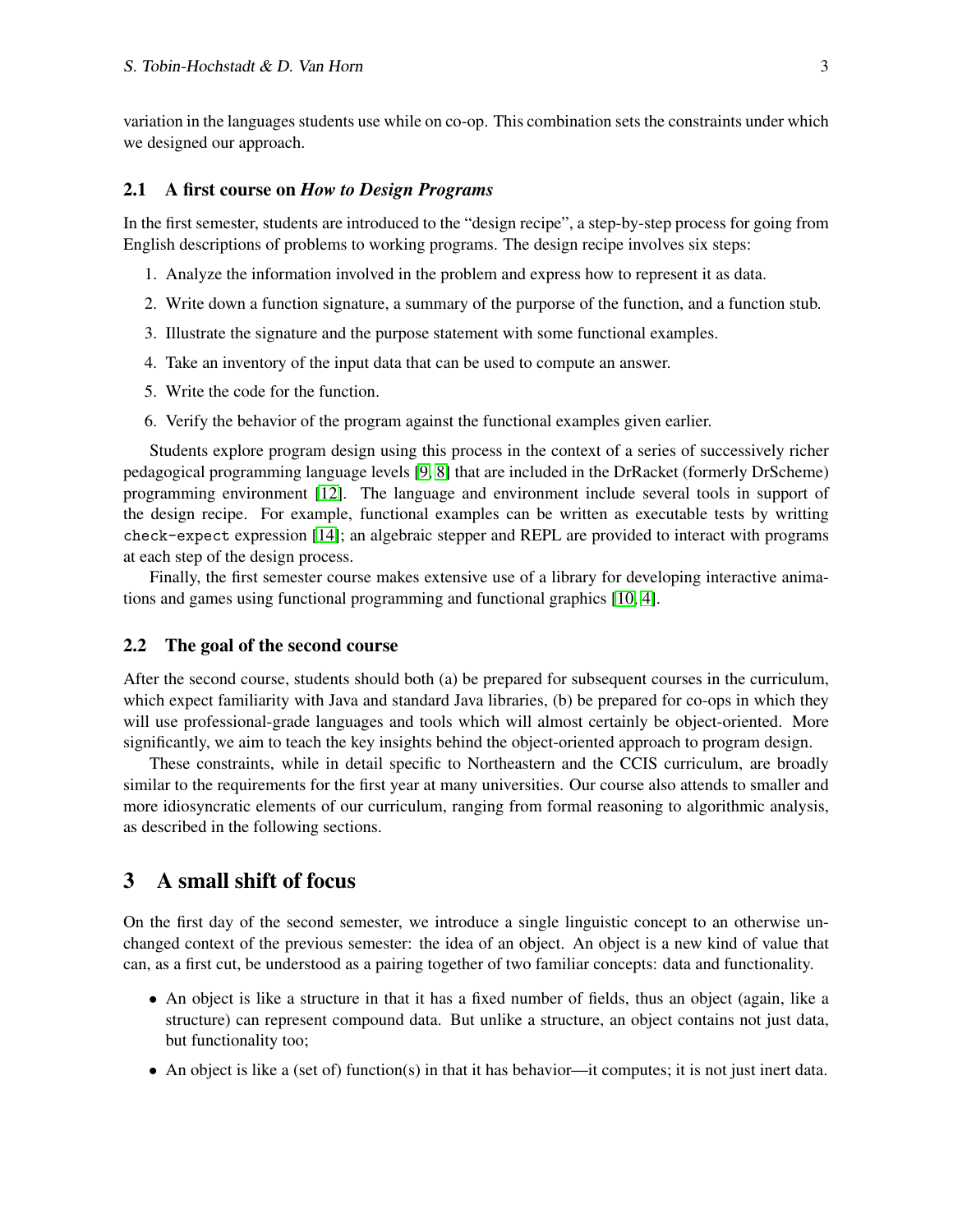variation in the languages students use while on co-op. This combination sets the constraints under which we designed our approach.

### 2.1 A first course on *How to Design Programs*

In the first semester, students are introduced to the "design recipe", a step-by-step process for going from English descriptions of problems to working programs. The design recipe involves six steps:

1. Analyze the information involved in the problem and express how to represent it as data.
2. Write down a function signature, a summary of the purporse of the function, and a function stub.
3. Illustrate the signature and the purpose statement with some functional examples.
4. Take an inventory of the input data that can be used to compute an answer.
5. Write the code for the function.
6. Verify the behavior of the program against the functional examples given earlier.

Students explore program design using this process in the context of a series of successively richer pedagogical programming language levels [9, 8] that are included in the DrRacket (formerly DrScheme) programming environment [12]. The language and environment include several tools in support of the design recipe. For example, functional examples can be written as executable tests by writting `check-expect` expression [14]; an algebraic stepper and REPL are provided to interact with programs at each step of the design process.

Finally, the first semester course makes extensive use of a library for developing interactive animations and games using functional programming and functional graphics [10, 4].

### 2.2 The goal of the second course

After the second course, students should both (a) be prepared for subsequent courses in the curriculum, which expect familiarity with Java and standard Java libraries, (b) be prepared for co-ops in which they will use professional-grade languages and tools which will almost certainly be object-oriented. More significantly, we aim to teach the key insights behind the object-oriented approach to program design.

These constraints, while in detail specific to Northeastern and the CCIS curriculum, are broadly similar to the requirements for the first year at many universities. Our course also attends to smaller and more idiosyncratic elements of our curriculum, ranging from formal reasoning to algorithmic analysis, as described in the following sections.

## 3 A small shift of focus

On the first day of the second semester, we introduce a single linguistic concept to an otherwise unchanged context of the previous semester: the idea of an object. An object is a new kind of value that can, as a first cut, be understood as a pairing together of two familiar concepts: data and functionality.

- An object is like a structure in that it has a fixed number of fields, thus an object (again, like a structure) can represent compound data. But unlike a structure, an object contains not just data, but functionality too;
- An object is like a (set of) function(s) in that it has behavior—it computes; it is not just inert data.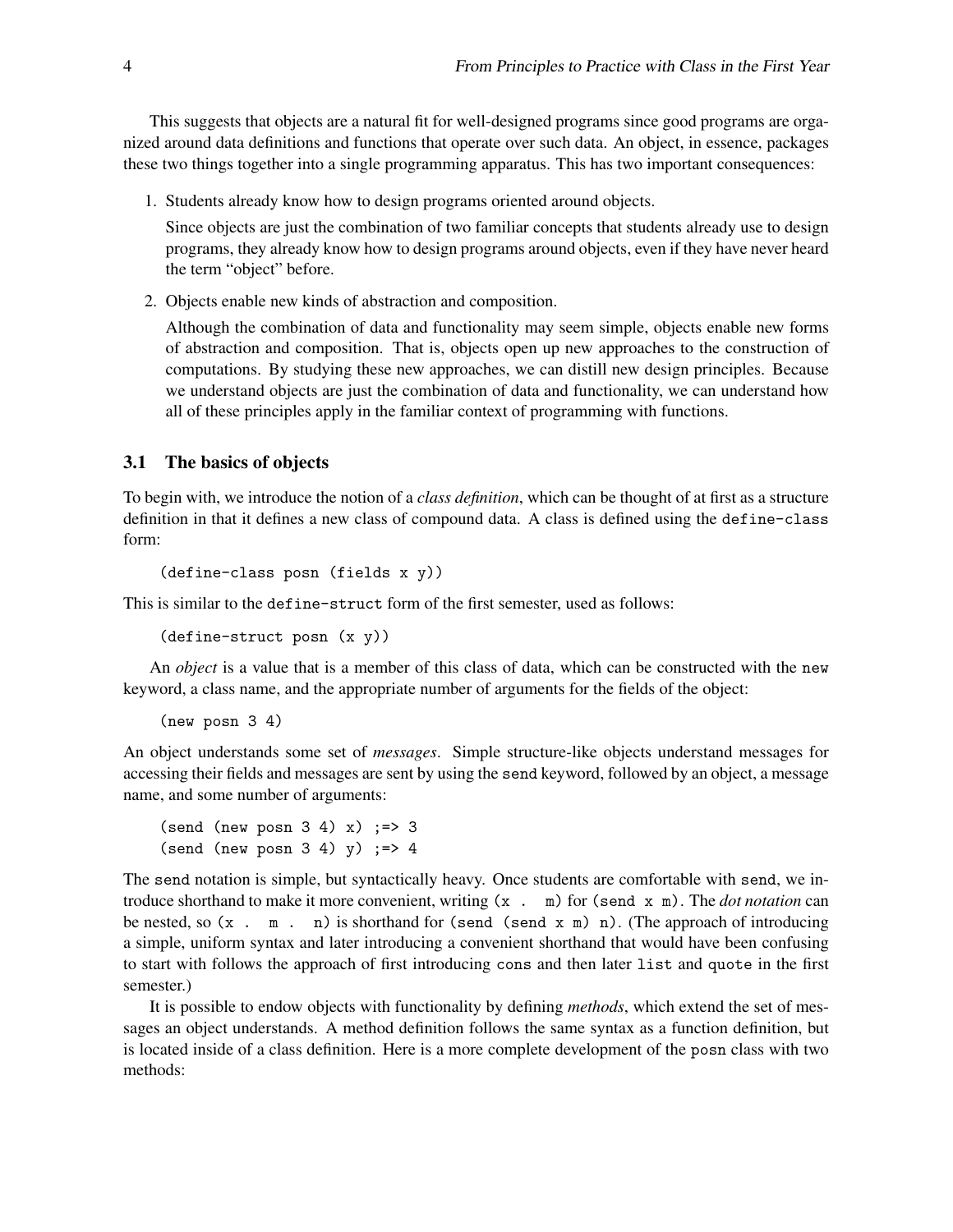This suggests that objects are a natural fit for well-designed programs since good programs are organized around data definitions and functions that operate over such data. An object, in essence, packages these two things together into a single programming apparatus. This has two important consequences:

1. Students already know how to design programs oriented around objects.

   Since objects are just the combination of two familiar concepts that students already use to design programs, they already know how to design programs around objects, even if they have never heard the term "object" before.

2. Objects enable new kinds of abstraction and composition.

   Although the combination of data and functionality may seem simple, objects enable new forms of abstraction and composition. That is, objects open up new approaches to the construction of computations. By studying these new approaches, we can distill new design principles. Because we understand objects are just the combination of data and functionality, we can understand how all of these principles apply in the familiar context of programming with functions.

### 3.1 The basics of objects

To begin with, we introduce the notion of a *class definition*, which can be thought of at first as a structure definition in that it defines a new class of compound data. A class is defined using the `define-class` form:

```
(define-class posn (fields x y))
```

This is similar to the `define-struct` form of the first semester, used as follows:

```
(define-struct posn (x y))
```

An *object* is a value that is a member of this class of data, which can be constructed with the `new` keyword, a class name, and the appropriate number of arguments for the fields of the object:

```
(new posn 3 4)
```

An object understands some set of *messages*. Simple structure-like objects understand messages for accessing their fields and messages are sent by using the `send` keyword, followed by an object, a message name, and some number of arguments:

```
(send (new posn 3 4) x) ;=> 3
(send (new posn 3 4) y) ;=> 4
```

The `send` notation is simple, but syntactically heavy. Once students are comfortable with `send`, we introduce shorthand to make it more convenient, writing `(x . m)` for `(send x m)`. The *dot notation* can be nested, so `(x . m . n)` is shorthand for `(send (send x m) n)`. (The approach of introducing a simple, uniform syntax and later introducing a convenient shorthand that would have been confusing to start with follows the approach of first introducing `cons` and then later `list` and `quote` in the first semester.)

It is possible to endow objects with functionality by defining *methods*, which extend the set of messages an object understands. A method definition follows the same syntax as a function definition, but is located inside of a class definition. Here is a more complete development of the `posn` class with two methods: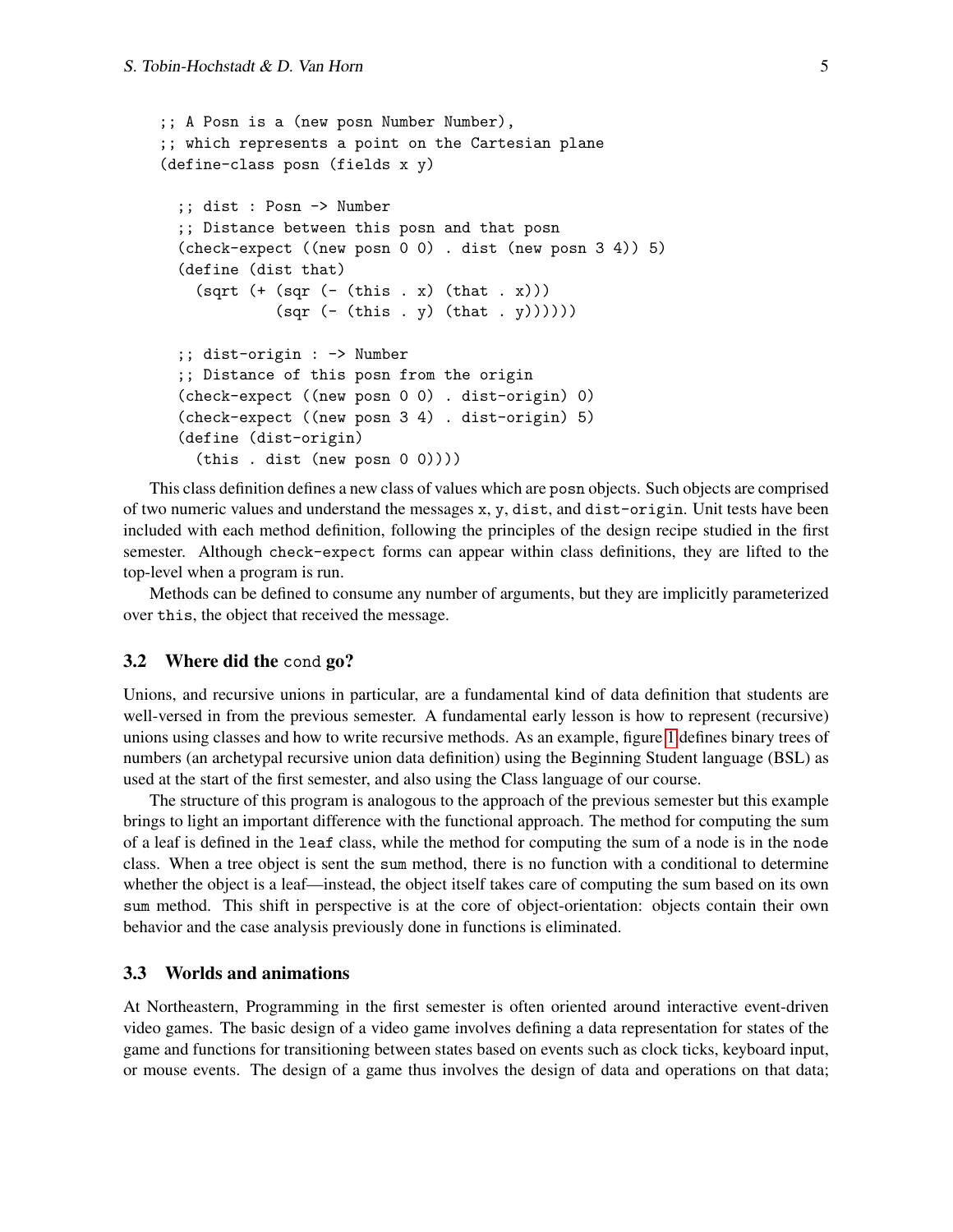```
;; A Posn is a (new posn Number Number),
;; which represents a point on the Cartesian plane
(define-class posn (fields x y)

  ;; dist : Posn -> Number
  ;; Distance between this posn and that posn
  (check-expect ((new posn 0 0) . dist (new posn 3 4)) 5)
  (define (dist that)
    (sqrt (+ (sqr (- (this . x) (that . x)))
             (sqr (- (this . y) (that . y))))))

  ;; dist-origin : -> Number
  ;; Distance of this posn from the origin
  (check-expect ((new posn 0 0) . dist-origin) 0)
  (check-expect ((new posn 3 4) . dist-origin) 5)
  (define (dist-origin)
    (this . dist (new posn 0 0))))
```

This class definition defines a new class of values which are `posn` objects. Such objects are comprised of two numeric values and understand the messages `x`, `y`, `dist`, and `dist-origin`. Unit tests have been included with each method definition, following the principles of the design recipe studied in the first semester. Although `check-expect` forms can appear within class definitions, they are lifted to the top-level when a program is run.

Methods can be defined to consume any number of arguments, but they are implicitly parameterized over `this`, the object that received the message.

### 3.2 Where did the `cond` go?

Unions, and recursive unions in particular, are a fundamental kind of data definition that students are well-versed in from the previous semester. A fundamental early lesson is how to represent (recursive) unions using classes and how to write recursive methods. As an example, figure 1 defines binary trees of numbers (an archetypal recursive union data definition) using the Beginning Student language (BSL) as used at the start of the first semester, and also using the Class language of our course.

The structure of this program is analogous to the approach of the previous semester but this example brings to light an important difference with the functional approach. The method for computing the sum of a leaf is defined in the `leaf` class, while the method for computing the sum of a node is in the `node` class. When a tree object is sent the `sum` method, there is no function with a conditional to determine whether the object is a leaf—instead, the object itself takes care of computing the sum based on its own `sum` method. This shift in perspective is at the core of object-orientation: objects contain their own behavior and the case analysis previously done in functions is eliminated.

### 3.3 Worlds and animations

At Northeastern, Programming in the first semester is often oriented around interactive event-driven video games. The basic design of a video game involves defining a data representation for states of the game and functions for transitioning between states based on events such as clock ticks, keyboard input, or mouse events. The design of a game thus involves the design of data and operations on that data;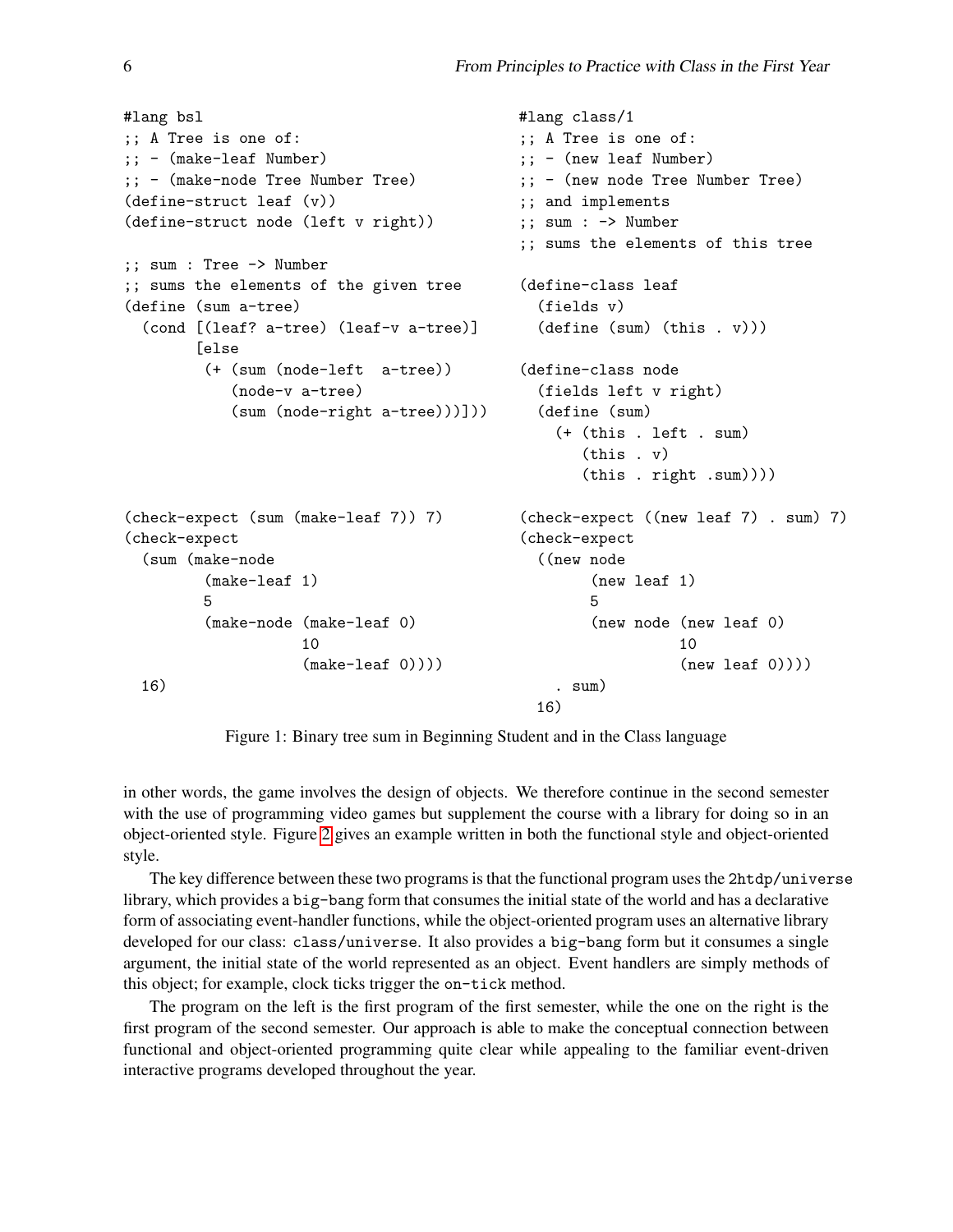```
#lang bsl
;; A Tree is one of:
;; - (make-leaf Number)
;; - (make-node Tree Number Tree)
(define-struct leaf (v))
(define-struct node (left v right))

;; sum : Tree -> Number
;; sums the elements of the given tree
(define (sum a-tree)
  (cond [(leaf? a-tree) (leaf-v a-tree)]
        [else
         (+ (sum (node-left  a-tree))
            (node-v a-tree)
            (sum (node-right a-tree)))]))

(check-expect (sum (make-leaf 7)) 7)
(check-expect
  (sum (make-node
         (make-leaf 1)
         5
         (make-node (make-leaf 0)
                    10
                    (make-leaf 0))))
  16)
```

```
#lang class/1
;; A Tree is one of:
;; - (new leaf Number)
;; - (new node Tree Number Tree)
;; and implements
;; sum : -> Number
;; sums the elements of this tree

(define-class leaf
  (fields v)
  (define (sum) (this . v)))

(define-class node
  (fields left v right)
  (define (sum)
    (+ (this . left . sum)
       (this . v)
       (this . right .sum))))

(check-expect ((new leaf 7) . sum) 7)
(check-expect
  ((new node
        (new leaf 1)
        5
        (new node (new leaf 0)
                  10
                  (new leaf 0))))
   . sum)
  16)
```

Figure 1: Binary tree sum in Beginning Student and in the Class language

in other words, the game involves the design of objects. We therefore continue in the second semester with the use of programming video games but supplement the course with a library for doing so in an object-oriented style. Figure 2 gives an example written in both the functional style and object-oriented style.

The key difference between these two programs is that the functional program uses the `2htdp/universe` library, which provides a `big-bang` form that consumes the initial state of the world and has a declarative form of associating event-handler functions, while the object-oriented program uses an alternative library developed for our class: `class/universe`. It also provides a `big-bang` form but it consumes a single argument, the initial state of the world represented as an object. Event handlers are simply methods of this object; for example, clock ticks trigger the `on-tick` method.

The program on the left is the first program of the first semester, while the one on the right is the first program of the second semester. Our approach is able to make the conceptual connection between functional and object-oriented programming quite clear while appealing to the familiar event-driven interactive programs developed throughout the year.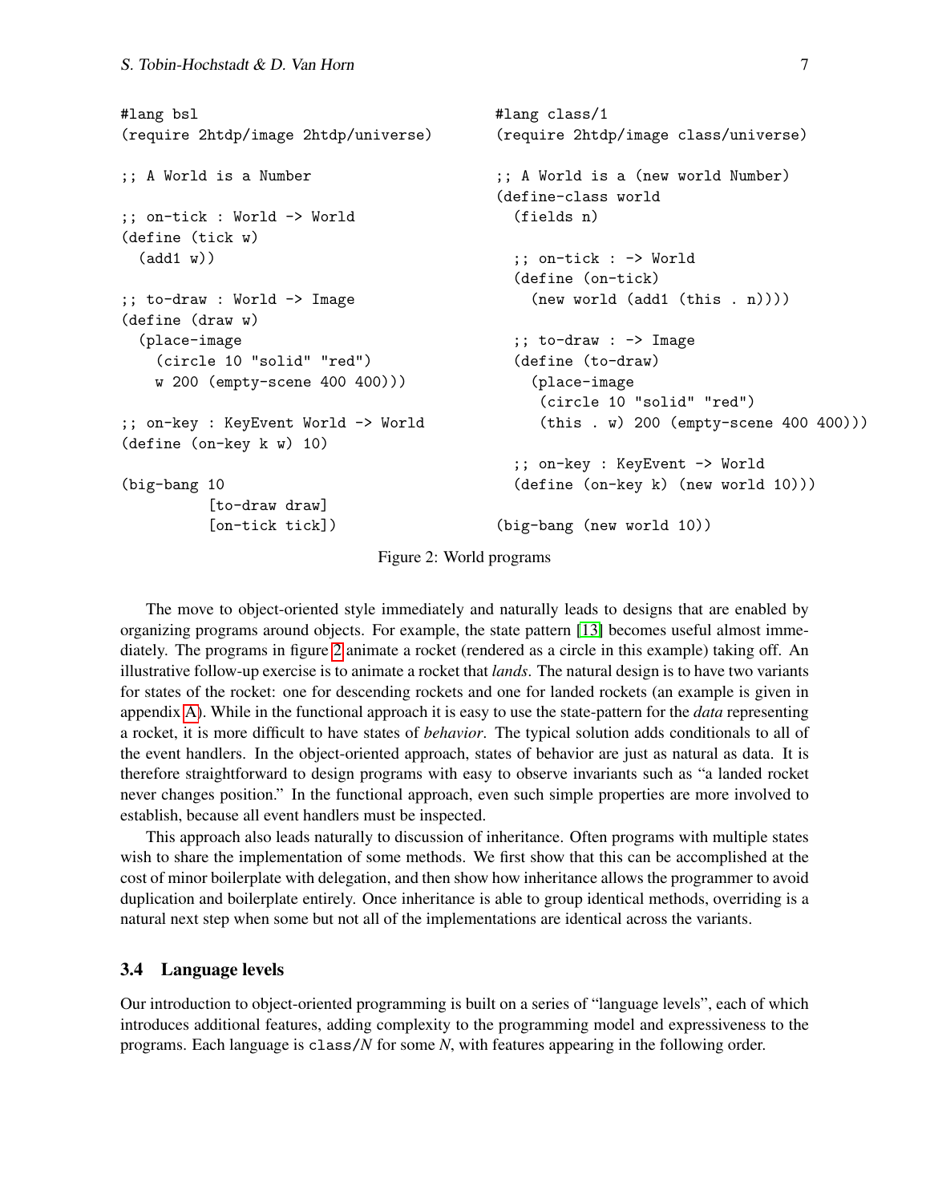```
#lang bsl
(require 2htdp/image 2htdp/universe)

;; A World is a Number

;; on-tick : World -> World
(define (tick w)
  (add1 w))

;; to-draw : World -> Image
(define (draw w)
  (place-image
    (circle 10 "solid" "red")
    w 200 (empty-scene 400 400)))

;; on-key : KeyEvent World -> World
(define (on-key k w) 10)

(big-bang 10
          [to-draw draw]
          [on-tick tick])
```

```
#lang class/1
(require 2htdp/image class/universe)

;; A World is a (new world Number)
(define-class world
  (fields n)

  ;; on-tick : -> World
  (define (on-tick)
    (new world (add1 (this . n))))

  ;; to-draw : -> Image
  (define (to-draw)
    (place-image
     (circle 10 "solid" "red")
     (this . w) 200 (empty-scene 400 400)))

  ;; on-key : KeyEvent -> World
  (define (on-key k) (new world 10)))

(big-bang (new world 10))
```

Figure 2: World programs

The move to object-oriented style immediately and naturally leads to designs that are enabled by organizing programs around objects. For example, the state pattern [13] becomes useful almost immediately. The programs in figure 2 animate a rocket (rendered as a circle in this example) taking off. An illustrative follow-up exercise is to animate a rocket that *lands*. The natural design is to have two variants for states of the rocket: one for descending rockets and one for landed rockets (an example is given in appendix A). While in the functional approach it is easy to use the state-pattern for the *data* representing a rocket, it is more difficult to have states of *behavior*. The typical solution adds conditionals to all of the event handlers. In the object-oriented approach, states of behavior are just as natural as data. It is therefore straightforward to design programs with easy to observe invariants such as "a landed rocket never changes position." In the functional approach, even such simple properties are more involved to establish, because all event handlers must be inspected.

This approach also leads naturally to discussion of inheritance. Often programs with multiple states wish to share the implementation of some methods. We first show that this can be accomplished at the cost of minor boilerplate with delegation, and then show how inheritance allows the programmer to avoid duplication and boilerplate entirely. Once inheritance is able to group identical methods, overriding is a natural next step when some but not all of the implementations are identical across the variants.

### 3.4 Language levels

Our introduction to object-oriented programming is built on a series of "language levels", each of which introduces additional features, adding complexity to the programming model and expressiveness to the programs. Each language is `class/`*N* for some *N*, with features appearing in the following order.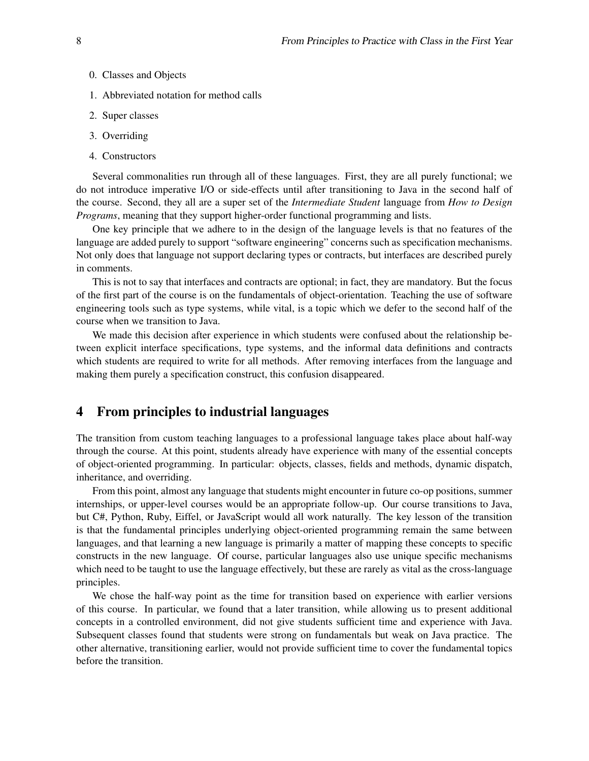0. Classes and Objects
1. Abbreviated notation for method calls
2. Super classes
3. Overriding
4. Constructors

Several commonalities run through all of these languages. First, they are all purely functional; we do not introduce imperative I/O or side-effects until after transitioning to Java in the second half of the course. Second, they all are a super set of the *Intermediate Student* language from *How to Design Programs*, meaning that they support higher-order functional programming and lists.

One key principle that we adhere to in the design of the language levels is that no features of the language are added purely to support "software engineering" concerns such as specification mechanisms. Not only does that language not support declaring types or contracts, but interfaces are described purely in comments.

This is not to say that interfaces and contracts are optional; in fact, they are mandatory. But the focus of the first part of the course is on the fundamentals of object-orientation. Teaching the use of software engineering tools such as type systems, while vital, is a topic which we defer to the second half of the course when we transition to Java.

We made this decision after experience in which students were confused about the relationship between explicit interface specifications, type systems, and the informal data definitions and contracts which students are required to write for all methods. After removing interfaces from the language and making them purely a specification construct, this confusion disappeared.

## 4 From principles to industrial languages

The transition from custom teaching languages to a professional language takes place about half-way through the course. At this point, students already have experience with many of the essential concepts of object-oriented programming. In particular: objects, classes, fields and methods, dynamic dispatch, inheritance, and overriding.

From this point, almost any language that students might encounter in future co-op positions, summer internships, or upper-level courses would be an appropriate follow-up. Our course transitions to Java, but C#, Python, Ruby, Eiffel, or JavaScript would all work naturally. The key lesson of the transition is that the fundamental principles underlying object-oriented programming remain the same between languages, and that learning a new language is primarily a matter of mapping these concepts to specific constructs in the new language. Of course, particular languages also use unique specific mechanisms which need to be taught to use the language effectively, but these are rarely as vital as the cross-language principles.

We chose the half-way point as the time for transition based on experience with earlier versions of this course. In particular, we found that a later transition, while allowing us to present additional concepts in a controlled environment, did not give students sufficient time and experience with Java. Subsequent classes found that students were strong on fundamentals but weak on Java practice. The other alternative, transitioning earlier, would not provide sufficient time to cover the fundamental topics before the transition.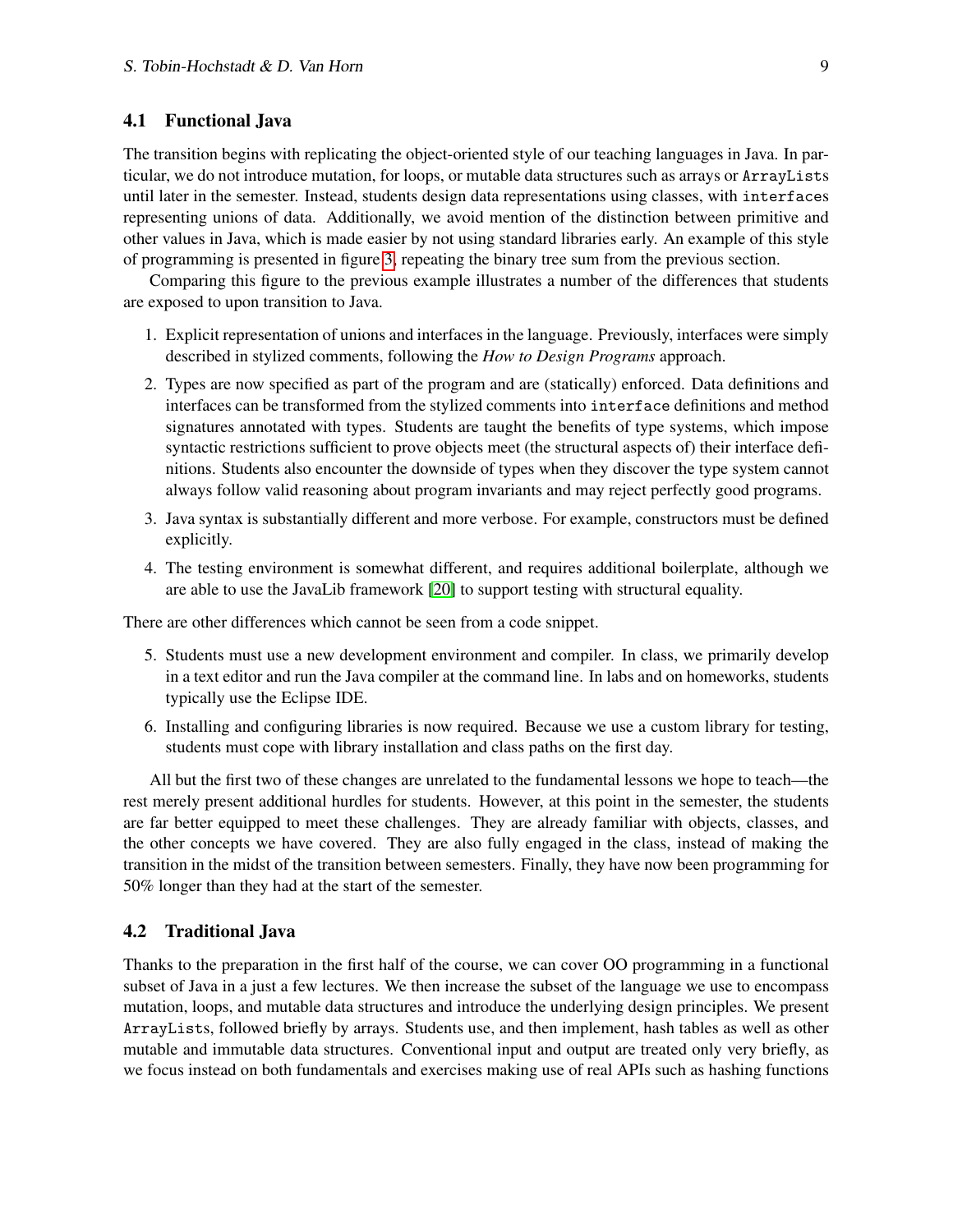### 4.1 Functional Java

The transition begins with replicating the object-oriented style of our teaching languages in Java. In particular, we do not introduce mutation, for loops, or mutable data structures such as arrays or `ArrayLists` until later in the semester. Instead, students design data representations using classes, with `interfaces` representing unions of data. Additionally, we avoid mention of the distinction between primitive and other values in Java, which is made easier by not using standard libraries early. An example of this style of programming is presented in figure 3, repeating the binary tree sum from the previous section.

Comparing this figure to the previous example illustrates a number of the differences that students are exposed to upon transition to Java.

1. Explicit representation of unions and interfaces in the language. Previously, interfaces were simply described in stylized comments, following the *How to Design Programs* approach.
2. Types are now specified as part of the program and are (statically) enforced. Data definitions and interfaces can be transformed from the stylized comments into `interface` definitions and method signatures annotated with types. Students are taught the benefits of type systems, which impose syntactic restrictions sufficient to prove objects meet (the structural aspects of) their interface definitions. Students also encounter the downside of types when they discover the type system cannot always follow valid reasoning about program invariants and may reject perfectly good programs.
3. Java syntax is substantially different and more verbose. For example, constructors must be defined explicitly.
4. The testing environment is somewhat different, and requires additional boilerplate, although we are able to use the JavaLib framework [20] to support testing with structural equality.

There are other differences which cannot be seen from a code snippet.

5. Students must use a new development environment and compiler. In class, we primarily develop in a text editor and run the Java compiler at the command line. In labs and on homeworks, students typically use the Eclipse IDE.
6. Installing and configuring libraries is now required. Because we use a custom library for testing, students must cope with library installation and class paths on the first day.

All but the first two of these changes are unrelated to the fundamental lessons we hope to teach—the rest merely present additional hurdles for students. However, at this point in the semester, the students are far better equipped to meet these challenges. They are already familiar with objects, classes, and the other concepts we have covered. They are also fully engaged in the class, instead of making the transition in the midst of the transition between semesters. Finally, they have now been programming for 50% longer than they had at the start of the semester.

### 4.2 Traditional Java

Thanks to the preparation in the first half of the course, we can cover OO programming in a functional subset of Java in a just a few lectures. We then increase the subset of the language we use to encompass mutation, loops, and mutable data structures and introduce the underlying design principles. We present `ArrayLists`, followed briefly by arrays. Students use, and then implement, hash tables as well as other mutable and immutable data structures. Conventional input and output are treated only very briefly, as we focus instead on both fundamentals and exercises making use of real APIs such as hashing functions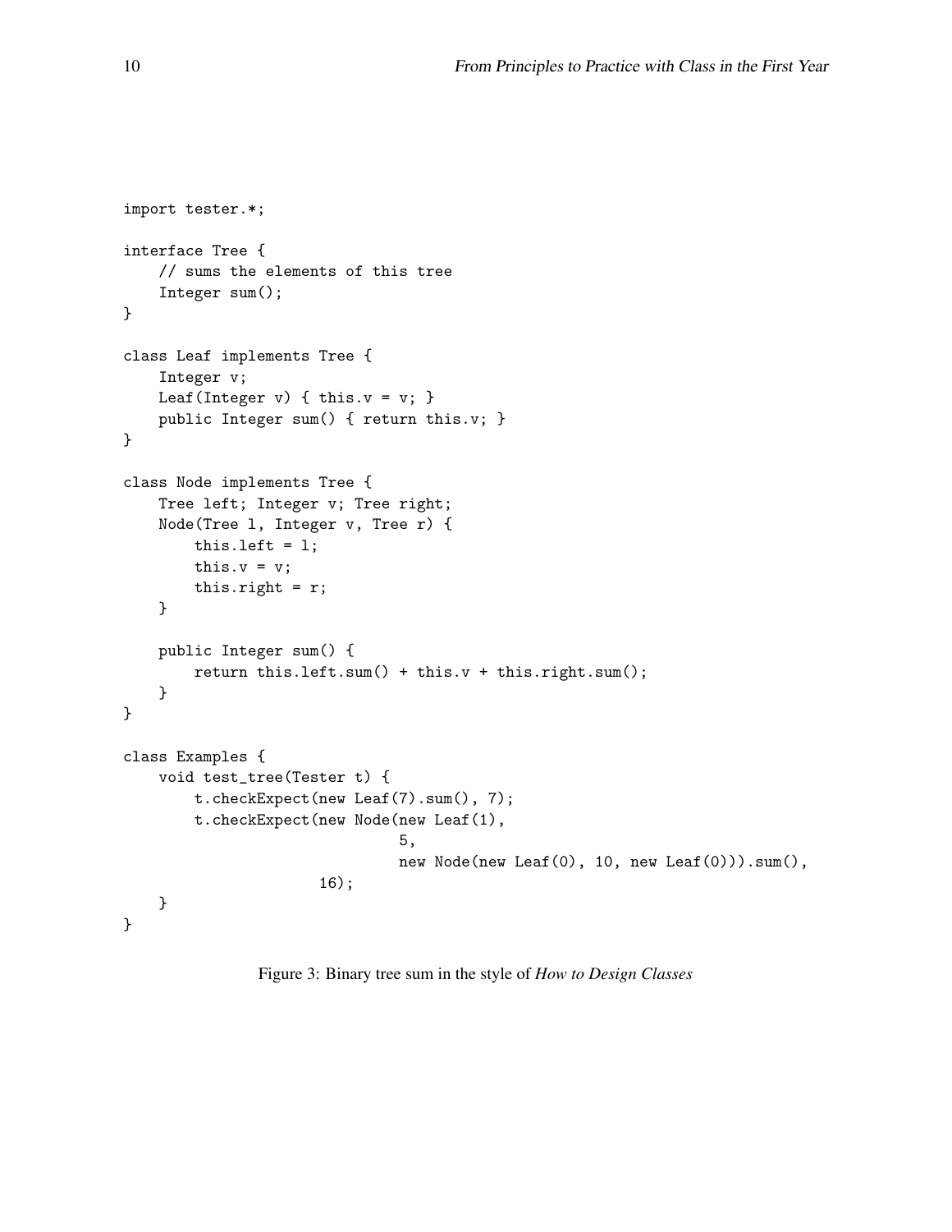```
import tester.*;

interface Tree {
    // sums the elements of this tree
    Integer sum();
}

class Leaf implements Tree {
    Integer v;
    Leaf(Integer v) { this.v = v; }
    public Integer sum() { return this.v; }
}

class Node implements Tree {
    Tree left; Integer v; Tree right;
    Node(Tree l, Integer v, Tree r) {
        this.left = l;
        this.v = v;
        this.right = r;
    }

    public Integer sum() {
        return this.left.sum() + this.v + this.right.sum();
    }
}

class Examples {
    void test_tree(Tester t) {
        t.checkExpect(new Leaf(7).sum(), 7);
        t.checkExpect(new Node(new Leaf(1),
                               5,
                               new Node(new Leaf(0), 10, new Leaf(0))).sum(),
                      16);
    }
}
```

Figure 3: Binary tree sum in the style of *How to Design Classes*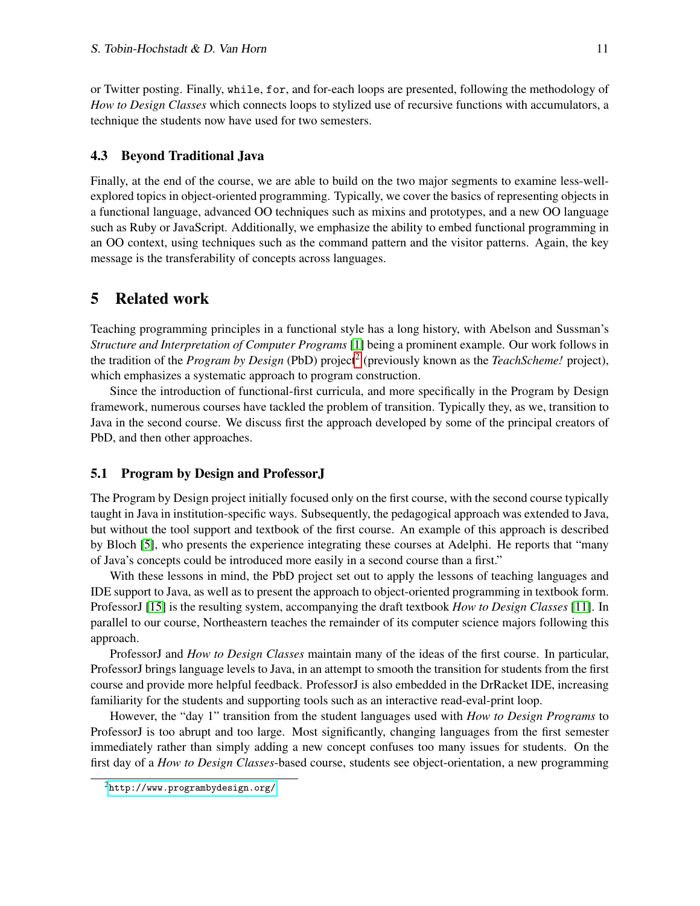or Twitter posting. Finally, `while`, `for`, and for-each loops are presented, following the methodology of *How to Design Classes* which connects loops to stylized use of recursive functions with accumulators, a technique the students now have used for two semesters.

### 4.3 Beyond Traditional Java

Finally, at the end of the course, we are able to build on the two major segments to examine less-well-explored topics in object-oriented programming. Typically, we cover the basics of representing objects in a functional language, advanced OO techniques such as mixins and prototypes, and a new OO language such as Ruby or JavaScript. Additionally, we emphasize the ability to embed functional programming in an OO context, using techniques such as the command pattern and the visitor patterns. Again, the key message is the transferability of concepts across languages.

## 5 Related work

Teaching programming principles in a functional style has a long history, with Abelson and Sussman's *Structure and Interpretation of Computer Programs* [1] being a prominent example. Our work follows in the tradition of the *Program by Design* (PbD) project[2] (previously known as the *TeachScheme!* project), which emphasizes a systematic approach to program construction.

Since the introduction of functional-first curricula, and more specifically in the Program by Design framework, numerous courses have tackled the problem of transition. Typically they, as we, transition to Java in the second course. We discuss first the approach developed by some of the principal creators of PbD, and then other approaches.

### 5.1 Program by Design and ProfessorJ

The Program by Design project initially focused only on the first course, with the second course typically taught in Java in institution-specific ways. Subsequently, the pedagogical approach was extended to Java, but without the tool support and textbook of the first course. An example of this approach is described by Bloch [5], who presents the experience integrating these courses at Adelphi. He reports that "many of Java's concepts could be introduced more easily in a second course than a first."

With these lessons in mind, the PbD project set out to apply the lessons of teaching languages and IDE support to Java, as well as to present the approach to object-oriented programming in textbook form. ProfessorJ [15] is the resulting system, accompanying the draft textbook *How to Design Classes* [11]. In parallel to our course, Northeastern teaches the remainder of its computer science majors following this approach.

ProfessorJ and *How to Design Classes* maintain many of the ideas of the first course. In particular, ProfessorJ brings language levels to Java, in an attempt to smooth the transition for students from the first course and provide more helpful feedback. ProfessorJ is also embedded in the DrRacket IDE, increasing familiarity for the students and supporting tools such as an interactive read-eval-print loop.

However, the "day 1" transition from the student languages used with *How to Design Programs* to ProfessorJ is too abrupt and too large. Most significantly, changing languages from the first semester immediately rather than simply adding a new concept confuses too many issues for students. On the first day of a *How to Design Classes*-based course, students see object-orientation, a new programming

[2] http://www.programbydesign.org/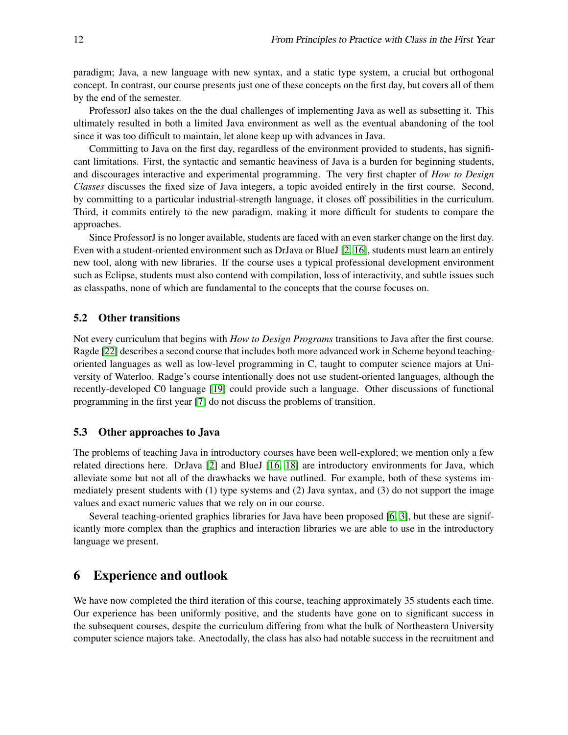paradigm; Java, a new language with new syntax, and a static type system, a crucial but orthogonal concept. In contrast, our course presents just one of these concepts on the first day, but covers all of them by the end of the semester.

ProfessorJ also takes on the the dual challenges of implementing Java as well as subsetting it. This ultimately resulted in both a limited Java environment as well as the eventual abandoning of the tool since it was too difficult to maintain, let alone keep up with advances in Java.

Committing to Java on the first day, regardless of the environment provided to students, has significant limitations. First, the syntactic and semantic heaviness of Java is a burden for beginning students, and discourages interactive and experimental programming. The very first chapter of *How to Design Classes* discusses the fixed size of Java integers, a topic avoided entirely in the first course. Second, by committing to a particular industrial-strength language, it closes off possibilities in the curriculum. Third, it commits entirely to the new paradigm, making it more difficult for students to compare the approaches.

Since ProfessorJ is no longer available, students are faced with an even starker change on the first day. Even with a student-oriented environment such as DrJava or BlueJ [2, 16], students must learn an entirely new tool, along with new libraries. If the course uses a typical professional development environment such as Eclipse, students must also contend with compilation, loss of interactivity, and subtle issues such as classpaths, none of which are fundamental to the concepts that the course focuses on.

### 5.2 Other transitions

Not every curriculum that begins with *How to Design Programs* transitions to Java after the first course. Ragde [22] describes a second course that includes both more advanced work in Scheme beyond teaching-oriented languages as well as low-level programming in C, taught to computer science majors at University of Waterloo. Radge's course intentionally does not use student-oriented languages, although the recently-developed C0 language [19] could provide such a language. Other discussions of functional programming in the first year [7] do not discuss the problems of transition.

### 5.3 Other approaches to Java

The problems of teaching Java in introductory courses have been well-explored; we mention only a few related directions here. DrJava [2] and BlueJ [16, 18] are introductory environments for Java, which alleviate some but not all of the drawbacks we have outlined. For example, both of these systems immediately present students with (1) type systems and (2) Java syntax, and (3) do not support the image values and exact numeric values that we rely on in our course.

Several teaching-oriented graphics libraries for Java have been proposed [6, 3], but these are significantly more complex than the graphics and interaction libraries we are able to use in the introductory language we present.

## 6 Experience and outlook

We have now completed the third iteration of this course, teaching approximately 35 students each time. Our experience has been uniformly positive, and the students have gone on to significant success in the subsequent courses, despite the curriculum differing from what the bulk of Northeastern University computer science majors take. Anectodally, the class has also had notable success in the recruitment and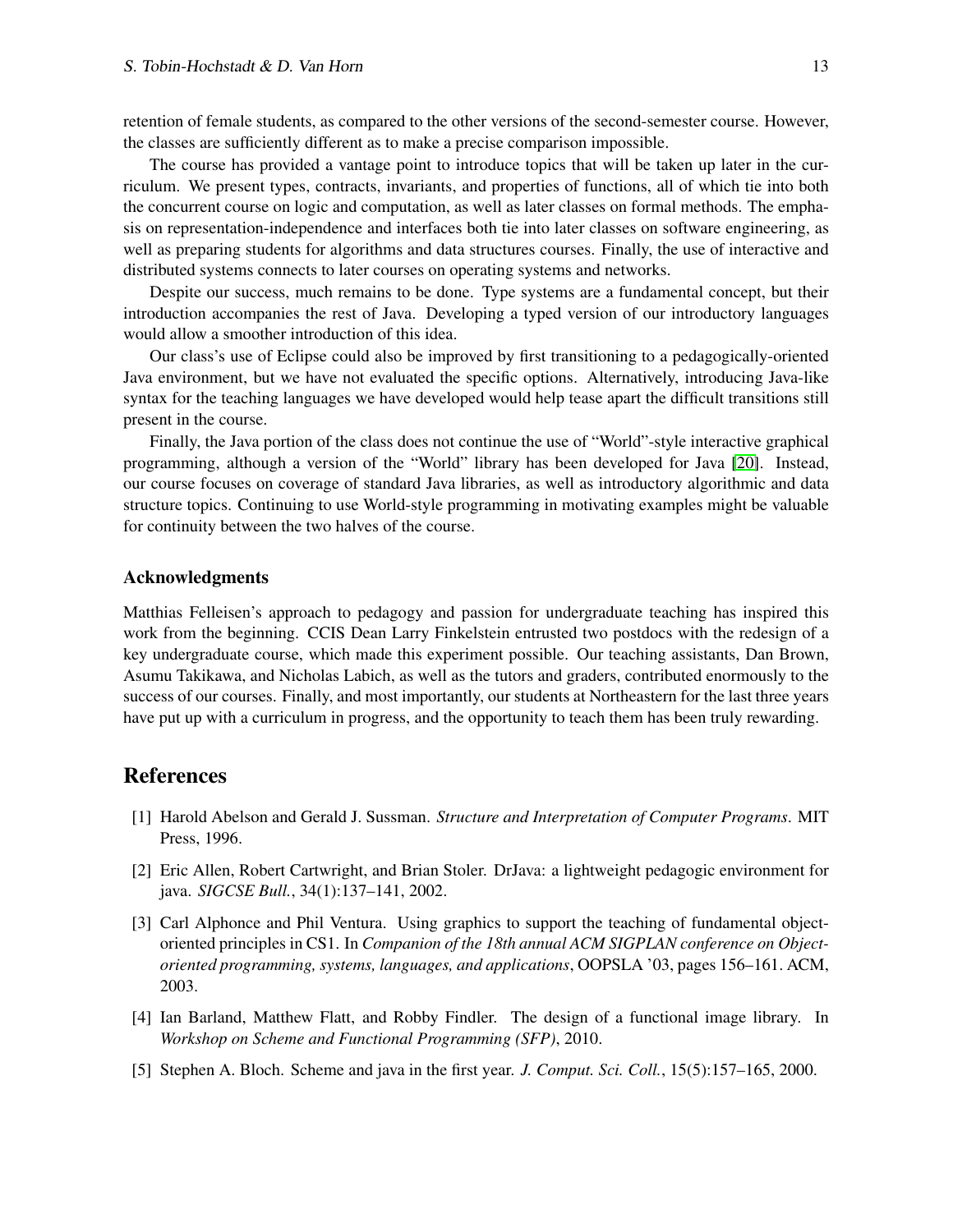retention of female students, as compared to the other versions of the second-semester course. However, the classes are sufficiently different as to make a precise comparison impossible.

The course has provided a vantage point to introduce topics that will be taken up later in the curriculum. We present types, contracts, invariants, and properties of functions, all of which tie into both the concurrent course on logic and computation, as well as later classes on formal methods. The emphasis on representation-independence and interfaces both tie into later classes on software engineering, as well as preparing students for algorithms and data structures courses. Finally, the use of interactive and distributed systems connects to later courses on operating systems and networks.

Despite our success, much remains to be done. Type systems are a fundamental concept, but their introduction accompanies the rest of Java. Developing a typed version of our introductory languages would allow a smoother introduction of this idea.

Our class's use of Eclipse could also be improved by first transitioning to a pedagogically-oriented Java environment, but we have not evaluated the specific options. Alternatively, introducing Java-like syntax for the teaching languages we have developed would help tease apart the difficult transitions still present in the course.

Finally, the Java portion of the class does not continue the use of "World"-style interactive graphical programming, although a version of the "World" library has been developed for Java [20]. Instead, our course focuses on coverage of standard Java libraries, as well as introductory algorithmic and data structure topics. Continuing to use World-style programming in motivating examples might be valuable for continuity between the two halves of the course.

### Acknowledgments

Matthias Felleisen's approach to pedagogy and passion for undergraduate teaching has inspired this work from the beginning. CCIS Dean Larry Finkelstein entrusted two postdocs with the redesign of a key undergraduate course, which made this experiment possible. Our teaching assistants, Dan Brown, Asumu Takikawa, and Nicholas Labich, as well as the tutors and graders, contributed enormously to the success of our courses. Finally, and most importantly, our students at Northeastern for the last three years have put up with a curriculum in progress, and the opportunity to teach them has been truly rewarding.

## References

[1] Harold Abelson and Gerald J. Sussman. *Structure and Interpretation of Computer Programs*. MIT Press, 1996.

[2] Eric Allen, Robert Cartwright, and Brian Stoler. DrJava: a lightweight pedagogic environment for java. *SIGCSE Bull.*, 34(1):137–141, 2002.

[3] Carl Alphonce and Phil Ventura. Using graphics to support the teaching of fundamental object-oriented principles in CS1. In *Companion of the 18th annual ACM SIGPLAN conference on Object-oriented programming, systems, languages, and applications*, OOPSLA '03, pages 156–161. ACM, 2003.

[4] Ian Barland, Matthew Flatt, and Robby Findler. The design of a functional image library. In *Workshop on Scheme and Functional Programming (SFP)*, 2010.

[5] Stephen A. Bloch. Scheme and java in the first year. *J. Comput. Sci. Coll.*, 15(5):157–165, 2000.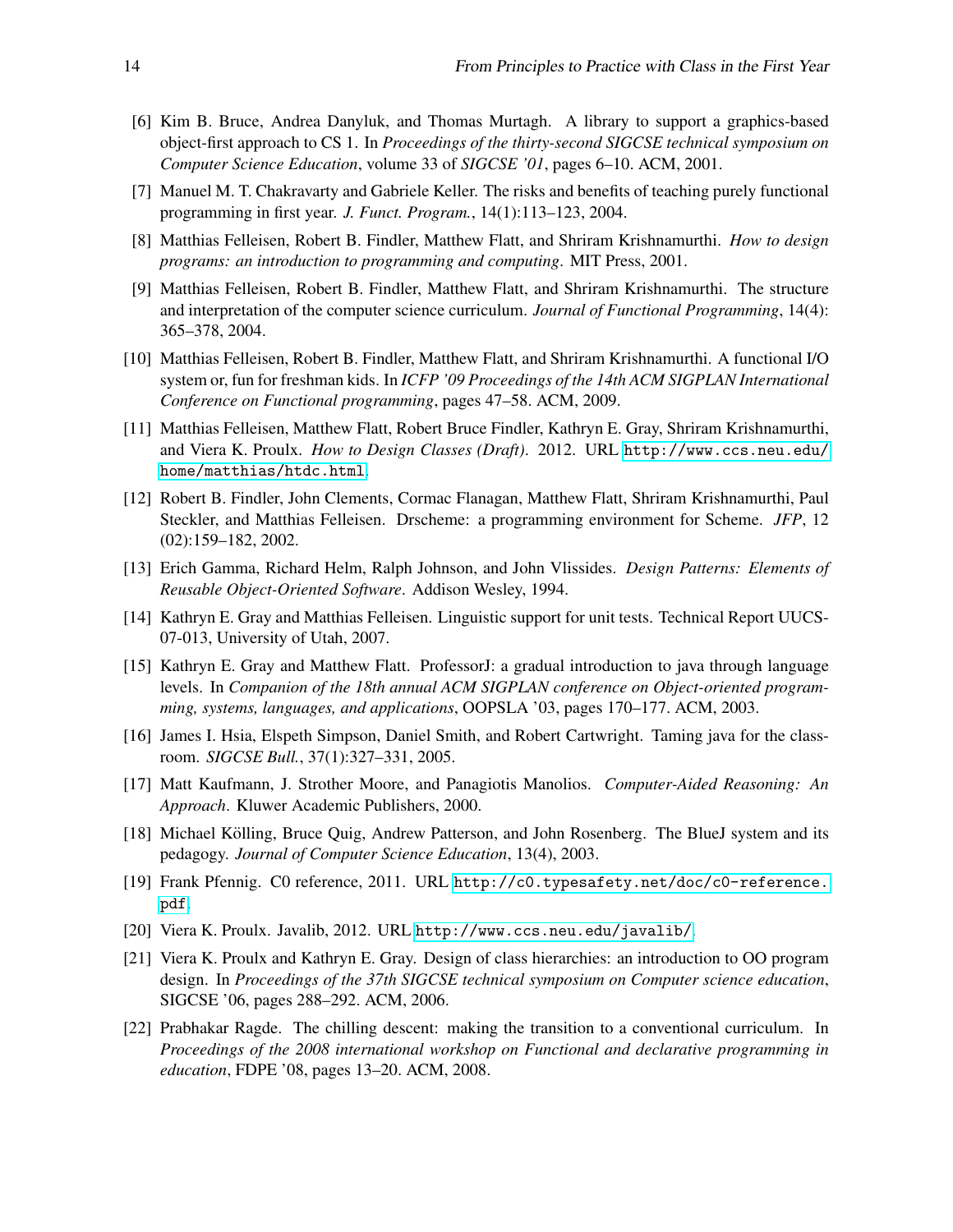[6] Kim B. Bruce, Andrea Danyluk, and Thomas Murtagh. A library to support a graphics-based object-first approach to CS 1. In *Proceedings of the thirty-second SIGCSE technical symposium on Computer Science Education*, volume 33 of *SIGCSE '01*, pages 6–10. ACM, 2001.

[7] Manuel M. T. Chakravarty and Gabriele Keller. The risks and benefits of teaching purely functional programming in first year. *J. Funct. Program.*, 14(1):113–123, 2004.

[8] Matthias Felleisen, Robert B. Findler, Matthew Flatt, and Shriram Krishnamurthi. *How to design programs: an introduction to programming and computing*. MIT Press, 2001.

[9] Matthias Felleisen, Robert B. Findler, Matthew Flatt, and Shriram Krishnamurthi. The structure and interpretation of the computer science curriculum. *Journal of Functional Programming*, 14(4): 365–378, 2004.

[10] Matthias Felleisen, Robert B. Findler, Matthew Flatt, and Shriram Krishnamurthi. A functional I/O system or, fun for freshman kids. In *ICFP '09 Proceedings of the 14th ACM SIGPLAN International Conference on Functional programming*, pages 47–58. ACM, 2009.

[11] Matthias Felleisen, Matthew Flatt, Robert Bruce Findler, Kathryn E. Gray, Shriram Krishnamurthi, and Viera K. Proulx. *How to Design Classes (Draft)*. 2012. URL `http://www.ccs.neu.edu/home/matthias/htdc.html`.

[12] Robert B. Findler, John Clements, Cormac Flanagan, Matthew Flatt, Shriram Krishnamurthi, Paul Steckler, and Matthias Felleisen. Drscheme: a programming environment for Scheme. *JFP*, 12 (02):159–182, 2002.

[13] Erich Gamma, Richard Helm, Ralph Johnson, and John Vlissides. *Design Patterns: Elements of Reusable Object-Oriented Software*. Addison Wesley, 1994.

[14] Kathryn E. Gray and Matthias Felleisen. Linguistic support for unit tests. Technical Report UUCS-07-013, University of Utah, 2007.

[15] Kathryn E. Gray and Matthew Flatt. ProfessorJ: a gradual introduction to java through language levels. In *Companion of the 18th annual ACM SIGPLAN conference on Object-oriented programming, systems, languages, and applications*, OOPSLA '03, pages 170–177. ACM, 2003.

[16] James I. Hsia, Elspeth Simpson, Daniel Smith, and Robert Cartwright. Taming java for the classroom. *SIGCSE Bull.*, 37(1):327–331, 2005.

[17] Matt Kaufmann, J. Strother Moore, and Panagiotis Manolios. *Computer-Aided Reasoning: An Approach*. Kluwer Academic Publishers, 2000.

[18] Michael Kölling, Bruce Quig, Andrew Patterson, and John Rosenberg. The BlueJ system and its pedagogy. *Journal of Computer Science Education*, 13(4), 2003.

[19] Frank Pfennig. C0 reference, 2011. URL `http://c0.typesafety.net/doc/c0-reference.pdf`.

[20] Viera K. Proulx. Javalib, 2012. URL `http://www.ccs.neu.edu/javalib/`.

[21] Viera K. Proulx and Kathryn E. Gray. Design of class hierarchies: an introduction to OO program design. In *Proceedings of the 37th SIGCSE technical symposium on Computer science education*, SIGCSE '06, pages 288–292. ACM, 2006.

[22] Prabhakar Ragde. The chilling descent: making the transition to a conventional curriculum. In *Proceedings of the 2008 international workshop on Functional and declarative programming in education*, FDPE '08, pages 13–20. ACM, 2008.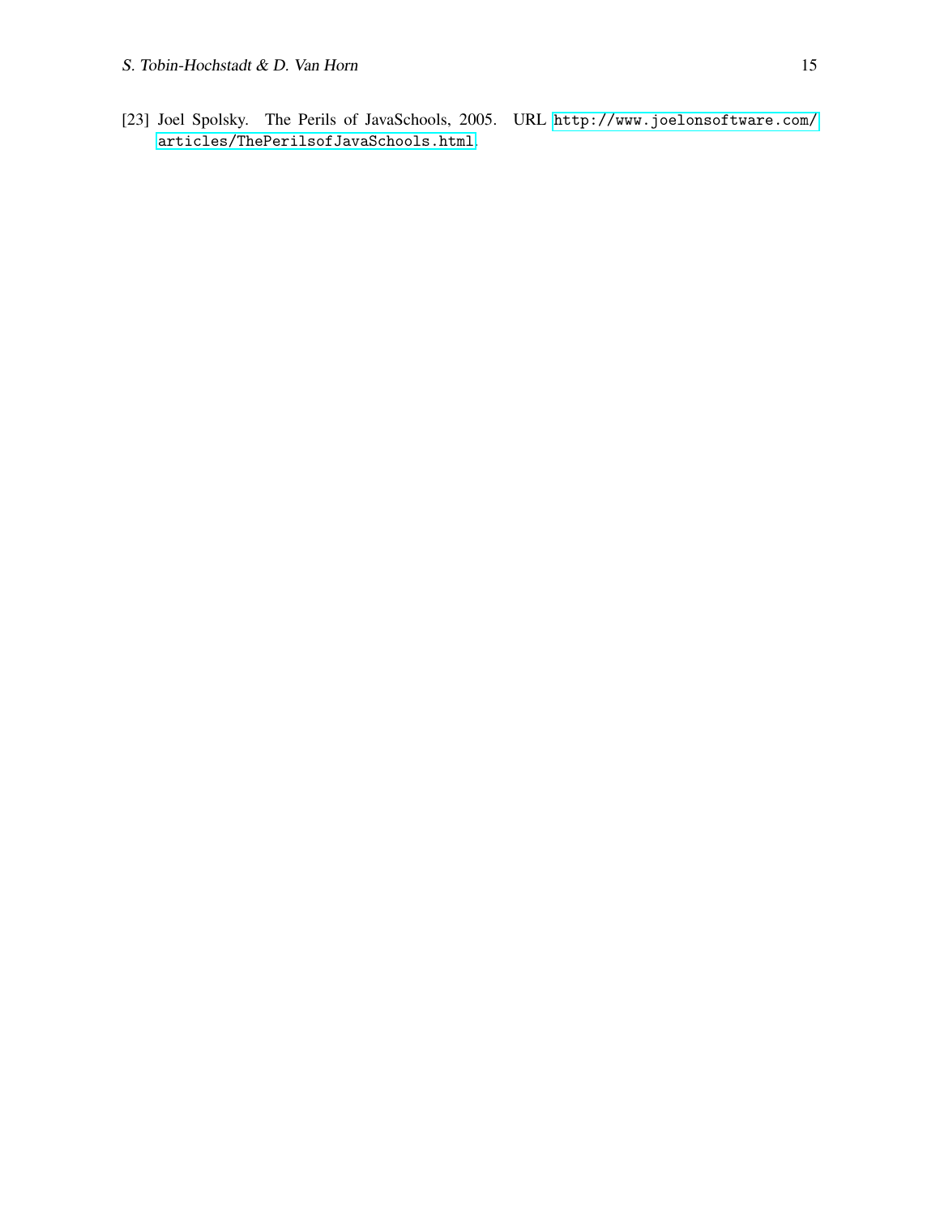[23] Joel Spolsky. The Perils of JavaSchools, 2005. URL http://www.joelonsoftware.com/articles/ThePerilsofJavaSchools.html.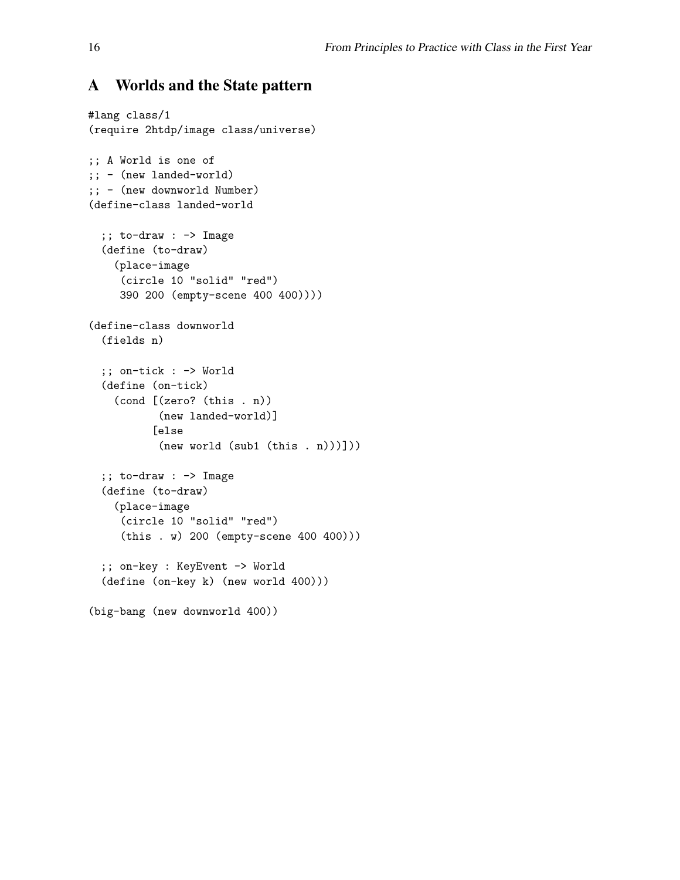# A Worlds and the State pattern

```
#lang class/1
(require 2htdp/image class/universe)

;; A World is one of
;; - (new landed-world)
;; - (new downworld Number)
(define-class landed-world

  ;; to-draw : -> Image
  (define (to-draw)
    (place-image
     (circle 10 "solid" "red")
     390 200 (empty-scene 400 400))))

(define-class downworld
  (fields n)

  ;; on-tick : -> World
  (define (on-tick)
    (cond [(zero? (this . n))
           (new landed-world)]
          [else
           (new world (sub1 (this . n)))]))

  ;; to-draw : -> Image
  (define (to-draw)
    (place-image
     (circle 10 "solid" "red")
     (this . w) 200 (empty-scene 400 400)))

  ;; on-key : KeyEvent -> World
  (define (on-key k) (new world 400)))

(big-bang (new downworld 400))
```